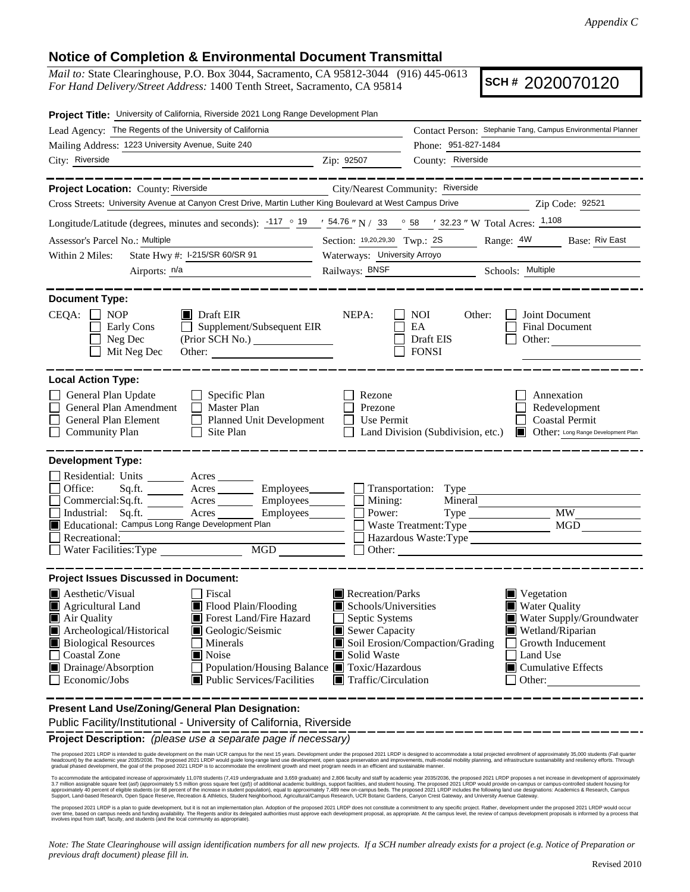*Appendix C*

## Notice of Completion & Environmental Document Transmittal

*Mail to:* State Clearinghouse, P.O. Box 3044, Sacramento, CA 95812-3044 (916) 445-0613
*For Hand Delivery/Street Address:* 1400 Tenth Street, Sacramento, CA 95814

**SCH #** 2020070120

**Project Title:** University of California, Riverside 2021 Long Range Development Plan

Lead Agency: The Regents of the University of California
Contact Person: Stephanie Tang, Campus Environmental Planner
Mailing Address: 1223 University Avenue, Suite 240
Phone: 951-827-1484
City: Riverside
Zip: 92507
County: Riverside

---

**Project Location:** County: Riverside
City/Nearest Community: Riverside
Cross Streets: University Avenue at Canyon Crest Drive, Martin Luther King Boulevard at West Campus Drive
Zip Code: 92521
Longitude/Latitude (degrees, minutes and seconds): -117 ° 19 ′ 54.76 ″ N / 33 ° 58 ′ 32.23 ″ W Total Acres: 1,108
Assessor's Parcel No.: Multiple
Section: 19,20,29,30 Twp.: 2S Range: 4W Base: Riv East
Within 2 Miles: State Hwy #: I-215/SR 60/SR 91
Waterways: University Arroyo
Airports: n/a
Railways: BNSF
Schools: Multiple

---

**Document Type:**

CEQA:
- [ ] NOP
- [ ] Early Cons
- [ ] Neg Dec
- [ ] Mit Neg Dec
- [x] Draft EIR
- [ ] Supplement/Subsequent EIR (Prior SCH No.)
- Other:

NEPA:
- [ ] NOI
- [ ] EA
- [ ] Draft EIS
- [ ] FONSI

Other:
- [ ] Joint Document
- [ ] Final Document
- [ ] Other:

---

**Local Action Type:**

- [ ] General Plan Update
- [ ] General Plan Amendment
- [ ] General Plan Element
- [ ] Community Plan
- [ ] Specific Plan
- [ ] Master Plan
- [ ] Planned Unit Development
- [ ] Site Plan
- [ ] Rezone
- [ ] Prezone
- [ ] Use Permit
- [ ] Land Division (Subdivision, etc.)
- [ ] Annexation
- [ ] Redevelopment
- [ ] Coastal Permit
- [x] Other: Long Range Development Plan

---

**Development Type:**

- [ ] Residential: Units ____ Acres ____
- [ ] Office: Sq.ft. ____ Acres ____ Employees ____
- [ ] Commercial: Sq.ft. ____ Acres ____ Employees ____
- [ ] Industrial: Sq.ft. ____ Acres ____ Employees ____
- [x] Educational: Campus Long Range Development Plan
- [ ] Recreational:
- [ ] Water Facilities: Type ____ MGD ____
- [ ] Transportation: Type ____
- [ ] Mining: Mineral ____
- [ ] Power: Type ____ MW ____
- [ ] Waste Treatment: Type ____ MGD ____
- [ ] Hazardous Waste: Type ____
- [ ] Other:

---

**Project Issues Discussed in Document:**

- [x] Aesthetic/Visual
- [x] Agricultural Land
- [x] Air Quality
- [x] Archeological/Historical
- [x] Biological Resources
- [ ] Coastal Zone
- [x] Drainage/Absorption
- [ ] Economic/Jobs
- [ ] Fiscal
- [x] Flood Plain/Flooding
- [x] Forest Land/Fire Hazard
- [x] Geologic/Seismic
- [ ] Minerals
- [x] Noise
- [ ] Population/Housing Balance
- [x] Public Services/Facilities
- [x] Recreation/Parks
- [x] Schools/Universities
- [ ] Septic Systems
- [x] Sewer Capacity
- [x] Soil Erosion/Compaction/Grading
- [x] Solid Waste
- [x] Toxic/Hazardous
- [x] Traffic/Circulation
- [x] Vegetation
- [x] Water Quality
- [x] Water Supply/Groundwater
- [x] Wetland/Riparian
- [ ] Growth Inducement
- [ ] Land Use
- [x] Cumulative Effects
- [ ] Other:

---

**Present Land Use/Zoning/General Plan Designation:**

Public Facility/Institutional - University of California, Riverside

**Project Description:** *(please use a separate page if necessary)*

The proposed 2021 LRDP is intended to guide development on the main UCR campus for the next 15 years. Development under the proposed 2021 LRDP is designed to accommodate a total projected enrollment of approximately 35,000 students (Fall quarter headcount) by the academic year 2035/2036. The proposed 2021 LRDP would guide long-range land use development, open space preservation and improvements, multi-modal mobility planning, and infrastructure sustainability and resiliency efforts. Through gradual phased development, the goal of the proposed 2021 LRDP is to accommodate the enrollment growth and meet program needs in an efficient and sustainable manner.

To accommodate the anticipated increase of approximately 11,078 students (7,419 undergraduate and 3,659 graduate) and 2,806 faculty and staff by academic year 2035/2036, the proposed 2021 LRDP proposes a net increase in development of approximately 3.7 million assignable square feet (asf) (approximately 5.5 million gross square feet (gsf)) of additional academic buildings, support facilities, and student housing. The proposed 2021 LRDP would provide on-campus or campus-controlled student housing for approximately 40 percent of eligible students (or 68 percent of the increase in student population), equal to approximately 7,489 new on-campus beds. The proposed 2021 LRDP includes the following land use designations: Academics & Research, Campus Support, Land-based Research, Open Space Reserve, Recreation & Athletics, Student Neighborhood, Agricultural/Campus Research, UCR Botanic Gardens, Canyon Crest Gateway, and University Avenue Gateway.

The proposed 2021 LRDP is a plan to guide development, but it is not an implementation plan. Adoption of the proposed 2021 LRDP does not constitute a commitment to any specific project. Rather, development under the proposed 2021 LRDP would occur over time, based on campus needs and funding availability. The Regents and/or its delegated authorities must approve each development proposal, as appropriate. At the campus level, the review of campus development proposals is informed by a process that involves input from staff, faculty, and students (and the local community as appropriate).

*Note: The State Clearinghouse will assign identification numbers for all new projects. If a SCH number already exists for a project (e.g. Notice of Preparation or previous draft document) please fill in.*

Revised 2010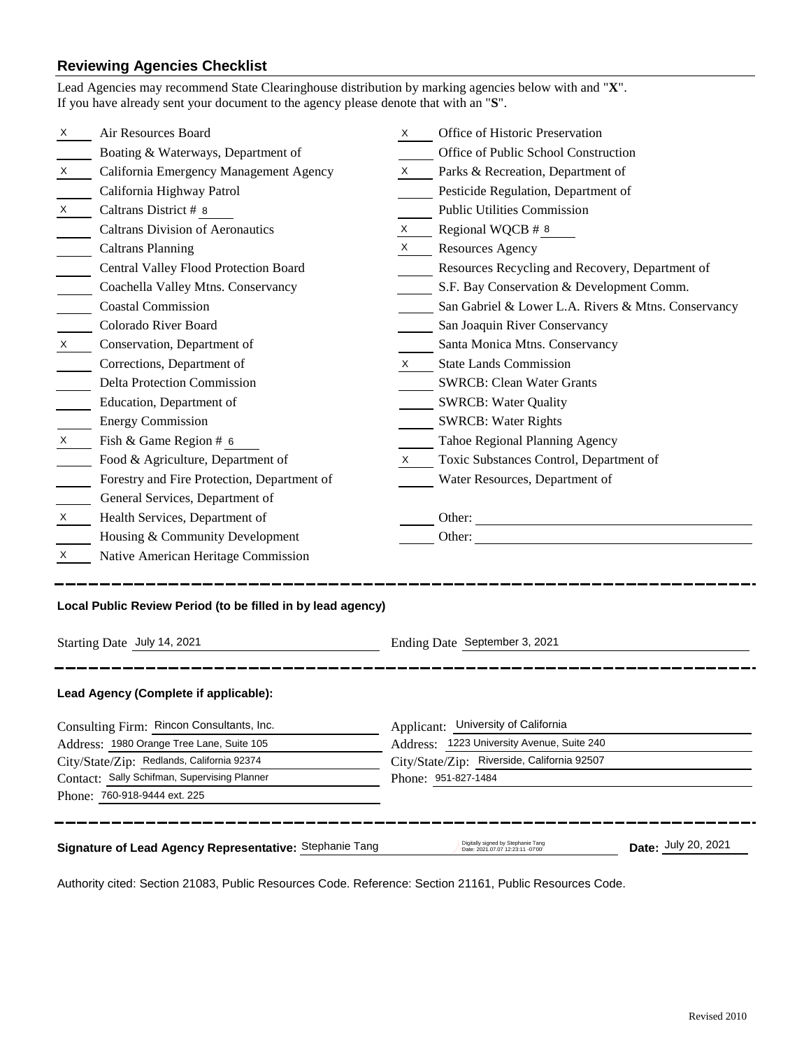## Reviewing Agencies Checklist

Lead Agencies may recommend State Clearinghouse distribution by marking agencies below with and "**X**".
If you have already sent your document to the agency please denote that with an "**S**".

| | | | |
|---|---|---|---|
| X | Air Resources Board | X | Office of Historic Preservation |
| | Boating & Waterways, Department of | | Office of Public School Construction |
| X | California Emergency Management Agency | X | Parks & Recreation, Department of |
| | California Highway Patrol | | Pesticide Regulation, Department of |
| X | Caltrans District # 8 | | Public Utilities Commission |
| | Caltrans Division of Aeronautics | X | Regional WQCB # 8 |
| | Caltrans Planning | X | Resources Agency |
| | Central Valley Flood Protection Board | | Resources Recycling and Recovery, Department of |
| | Coachella Valley Mtns. Conservancy | | S.F. Bay Conservation & Development Comm. |
| | Coastal Commission | | San Gabriel & Lower L.A. Rivers & Mtns. Conservancy |
| | Colorado River Board | | San Joaquin River Conservancy |
| X | Conservation, Department of | | Santa Monica Mtns. Conservancy |
| | Corrections, Department of | X | State Lands Commission |
| | Delta Protection Commission | | SWRCB: Clean Water Grants |
| | Education, Department of | | SWRCB: Water Quality |
| | Energy Commission | | SWRCB: Water Rights |
| X | Fish & Game Region # 6 | | Tahoe Regional Planning Agency |
| | Food & Agriculture, Department of | X | Toxic Substances Control, Department of |
| | Forestry and Fire Protection, Department of | | Water Resources, Department of |
| | General Services, Department of | | |
| X | Health Services, Department of | | Other: |
| | Housing & Community Development | | Other: |
| X | Native American Heritage Commission | | |

---

**Local Public Review Period (to be filled in by lead agency)**

Starting Date July 14, 2021 Ending Date September 3, 2021

---

**Lead Agency (Complete if applicable):**

Consulting Firm: Rincon Consultants, Inc.
Address: 1980 Orange Tree Lane, Suite 105
City/State/Zip: Redlands, California 92374
Contact: Sally Schifman, Supervising Planner
Phone: 760-918-9444 ext. 225

Applicant: University of California
Address: 1223 University Avenue, Suite 240
City/State/Zip: Riverside, California 92507
Phone: 951-827-1484

---

**Signature of Lead Agency Representative:** Stephanie Tang Digitally signed by Stephanie Tang Date: 2021.07.07 12:23:11 -07'00' **Date:** July 20, 2021

Authority cited: Section 21083, Public Resources Code. Reference: Section 21161, Public Resources Code.

Revised 2010